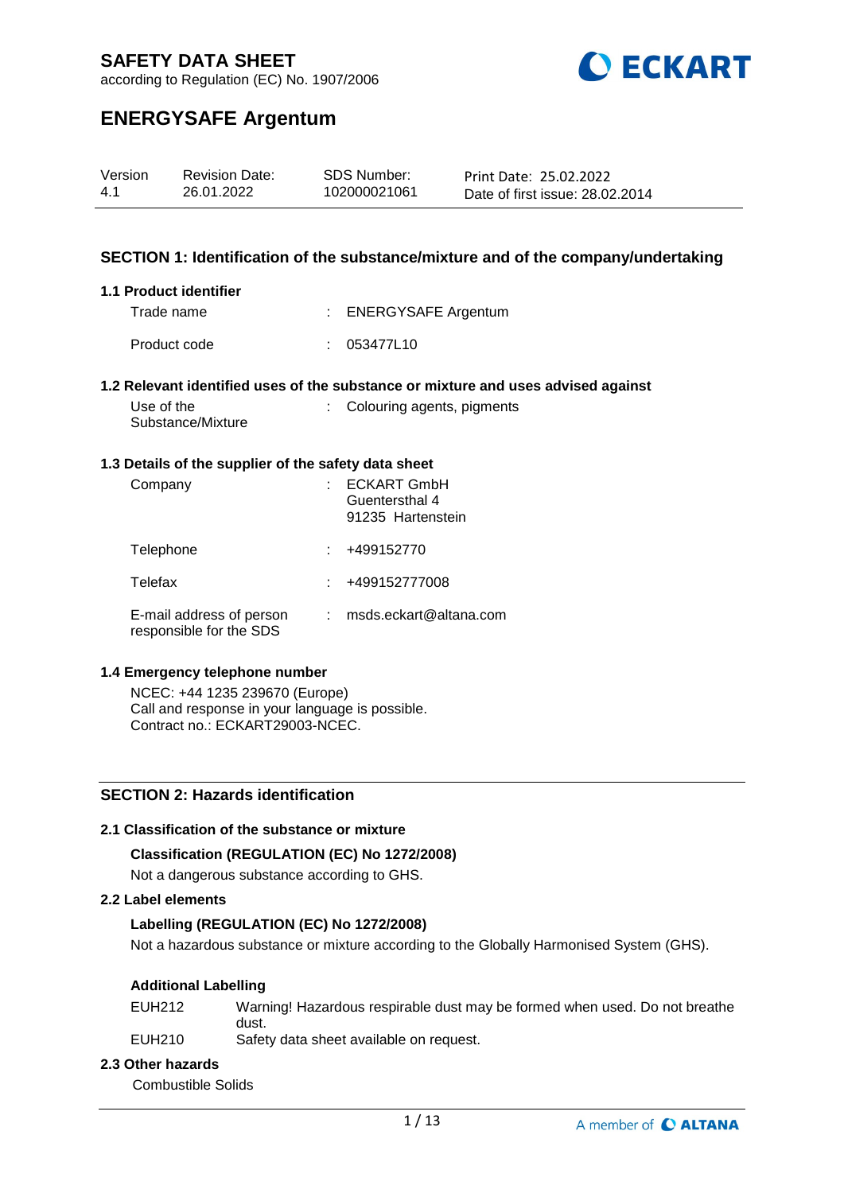# SAFETY DATA SHEET

according to Regulation (EC) No. 1907/2006

# ENERGYSAFE Argentum

| Version | Revision Date: | SDS Number: | Print Date: 25.02.2022 |
|---|---|---|---|
| 4.1 | 26.01.2022 | 102000021061 | Date of first issue: 28.02.2014 |

## SECTION 1: Identification of the substance/mixture and of the company/undertaking

### 1.1 Product identifier

| | | |
|---|---|---|
| Trade name | : | ENERGYSAFE Argentum |
| Product code | : | 053477L10 |

### 1.2 Relevant identified uses of the substance or mixture and uses advised against

| | | |
|---|---|---|
| Use of the Substance/Mixture | : | Colouring agents, pigments |

### 1.3 Details of the supplier of the safety data sheet

| | | |
|---|---|---|
| Company | : | ECKART GmbH<br>Guentersthal 4<br>91235 Hartenstein |
| Telephone | : | +499152770 |
| Telefax | : | +499152777008 |
| E-mail address of person responsible for the SDS | : | msds.eckart@altana.com |

### 1.4 Emergency telephone number

NCEC: +44 1235 239670 (Europe)
Call and response in your language is possible.
Contract no.: ECKART29003-NCEC.

## SECTION 2: Hazards identification

### 2.1 Classification of the substance or mixture

**Classification (REGULATION (EC) No 1272/2008)**

Not a dangerous substance according to GHS.

### 2.2 Label elements

**Labelling (REGULATION (EC) No 1272/2008)**

Not a hazardous substance or mixture according to the Globally Harmonised System (GHS).

**Additional Labelling**

| | |
|---|---|
| EUH212 | Warning! Hazardous respirable dust may be formed when used. Do not breathe dust. |
| EUH210 | Safety data sheet available on request. |

### 2.3 Other hazards

Combustible Solids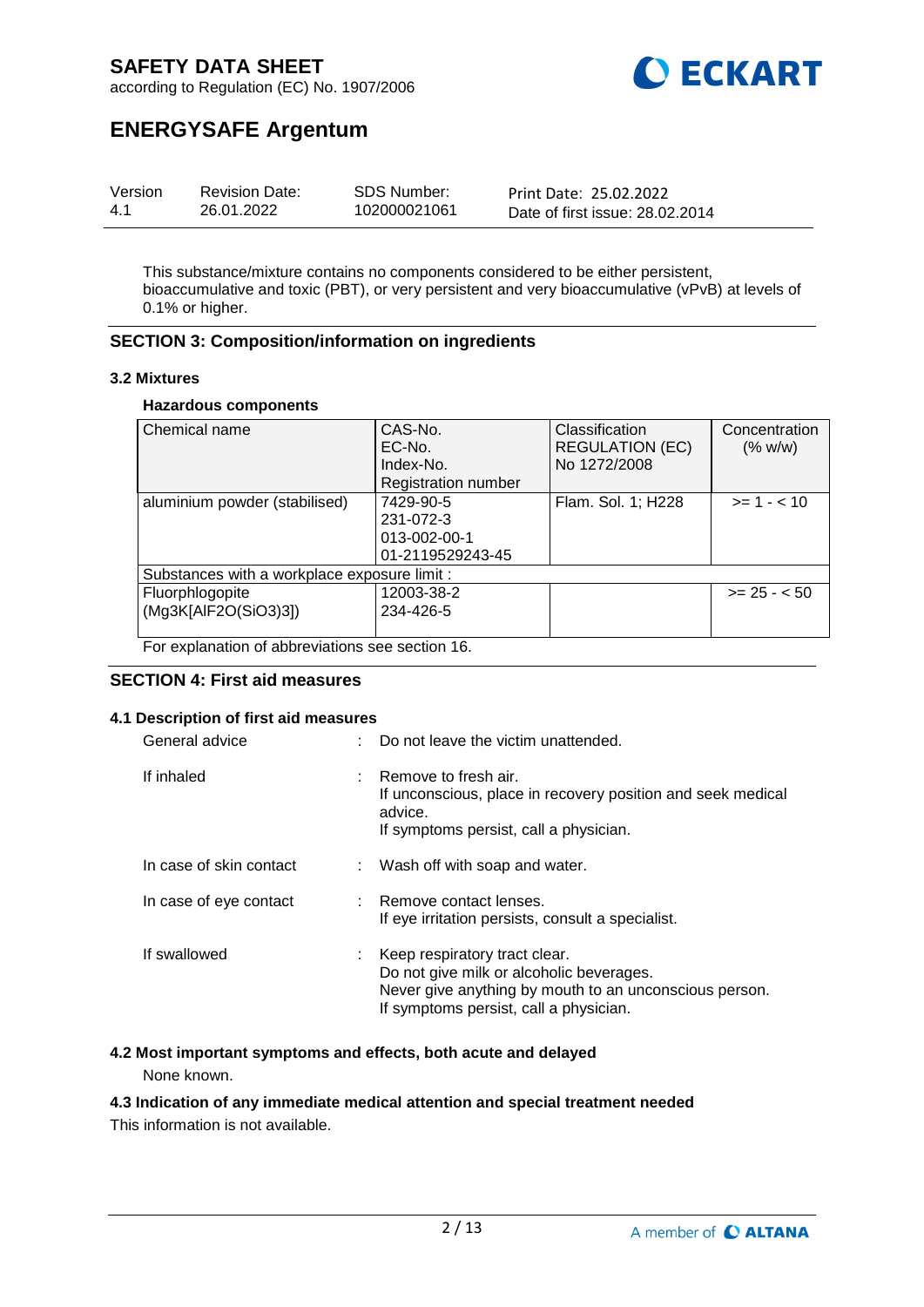This substance/mixture contains no components considered to be either persistent, bioaccumulative and toxic (PBT), or very persistent and very bioaccumulative (vPvB) at levels of 0.1% or higher.

## SECTION 3: Composition/information on ingredients

### 3.2 Mixtures

**Hazardous components**

| Chemical name | CAS-No.<br>EC-No.<br>Index-No.<br>Registration number | Classification<br>REGULATION (EC)<br>No 1272/2008 | Concentration<br>(% w/w) |
|---|---|---|---|
| aluminium powder (stabilised) | 7429-90-5<br>231-072-3<br>013-002-00-1<br>01-2119529243-45 | Flam. Sol. 1; H228 | >= 1 - < 10 |
| Substances with a workplace exposure limit : | | | |
| Fluorphlogopite<br>(Mg3K[AlF2O(SiO3)3]) | 12003-38-2<br>234-426-5 | | >= 25 - < 50 |

For explanation of abbreviations see section 16.

## SECTION 4: First aid measures

### 4.1 Description of first aid measures

General advice : Do not leave the victim unattended.

If inhaled : Remove to fresh air.
If unconscious, place in recovery position and seek medical advice.
If symptoms persist, call a physician.

In case of skin contact : Wash off with soap and water.

In case of eye contact : Remove contact lenses.
If eye irritation persists, consult a specialist.

If swallowed : Keep respiratory tract clear.
Do not give milk or alcoholic beverages.
Never give anything by mouth to an unconscious person.
If symptoms persist, call a physician.

### 4.2 Most important symptoms and effects, both acute and delayed

None known.

### 4.3 Indication of any immediate medical attention and special treatment needed

This information is not available.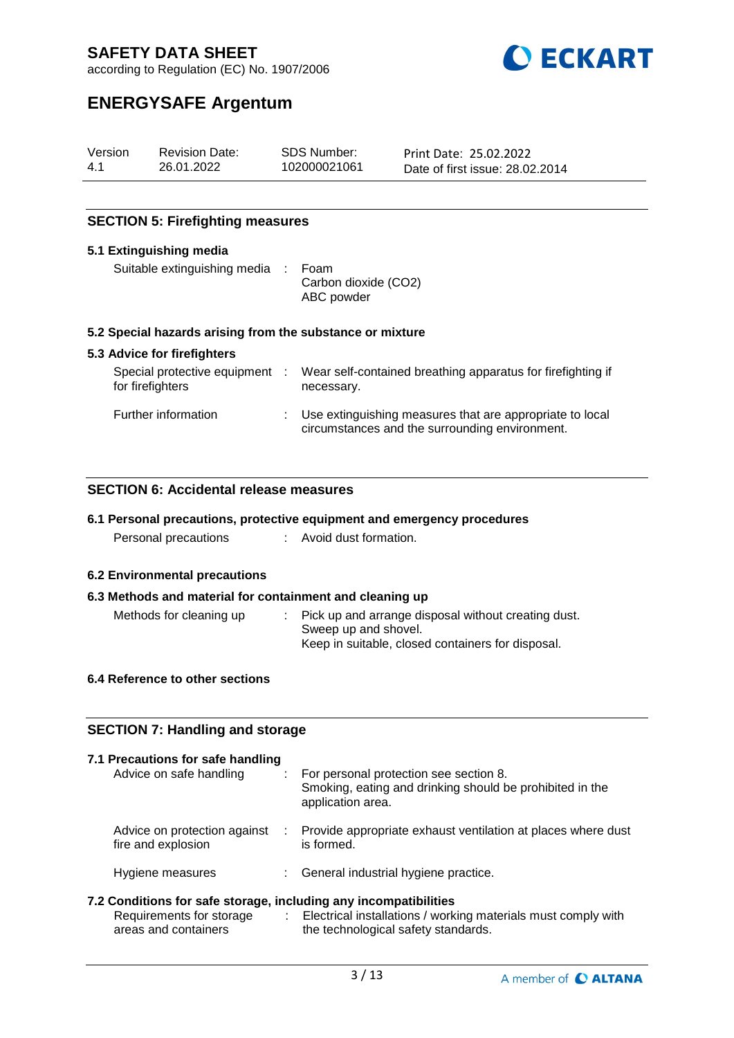## SECTION 5: Firefighting measures

### 5.1 Extinguishing media

| | | |
|---|---|---|
| Suitable extinguishing media | : | Foam<br>Carbon dioxide ($CO_2$)<br>ABC powder |

### 5.2 Special hazards arising from the substance or mixture

### 5.3 Advice for firefighters

| | | |
|---|---|---|
| Special protective equipment for firefighters | : | Wear self-contained breathing apparatus for firefighting if necessary. |
| Further information | : | Use extinguishing measures that are appropriate to local circumstances and the surrounding environment. |

## SECTION 6: Accidental release measures

### 6.1 Personal precautions, protective equipment and emergency procedures

| | | |
|---|---|---|
| Personal precautions | : | Avoid dust formation. |

### 6.2 Environmental precautions

### 6.3 Methods and material for containment and cleaning up

| | | |
|---|---|---|
| Methods for cleaning up | : | Pick up and arrange disposal without creating dust.<br>Sweep up and shovel.<br>Keep in suitable, closed containers for disposal. |

### 6.4 Reference to other sections

## SECTION 7: Handling and storage

### 7.1 Precautions for safe handling

| | | |
|---|---|---|
| Advice on safe handling | : | For personal protection see section 8.<br>Smoking, eating and drinking should be prohibited in the application area. |
| Advice on protection against fire and explosion | : | Provide appropriate exhaust ventilation at places where dust is formed. |
| Hygiene measures | : | General industrial hygiene practice. |

### 7.2 Conditions for safe storage, including any incompatibilities

| | | |
|---|---|---|
| Requirements for storage areas and containers | : | Electrical installations / working materials must comply with the technological safety standards. |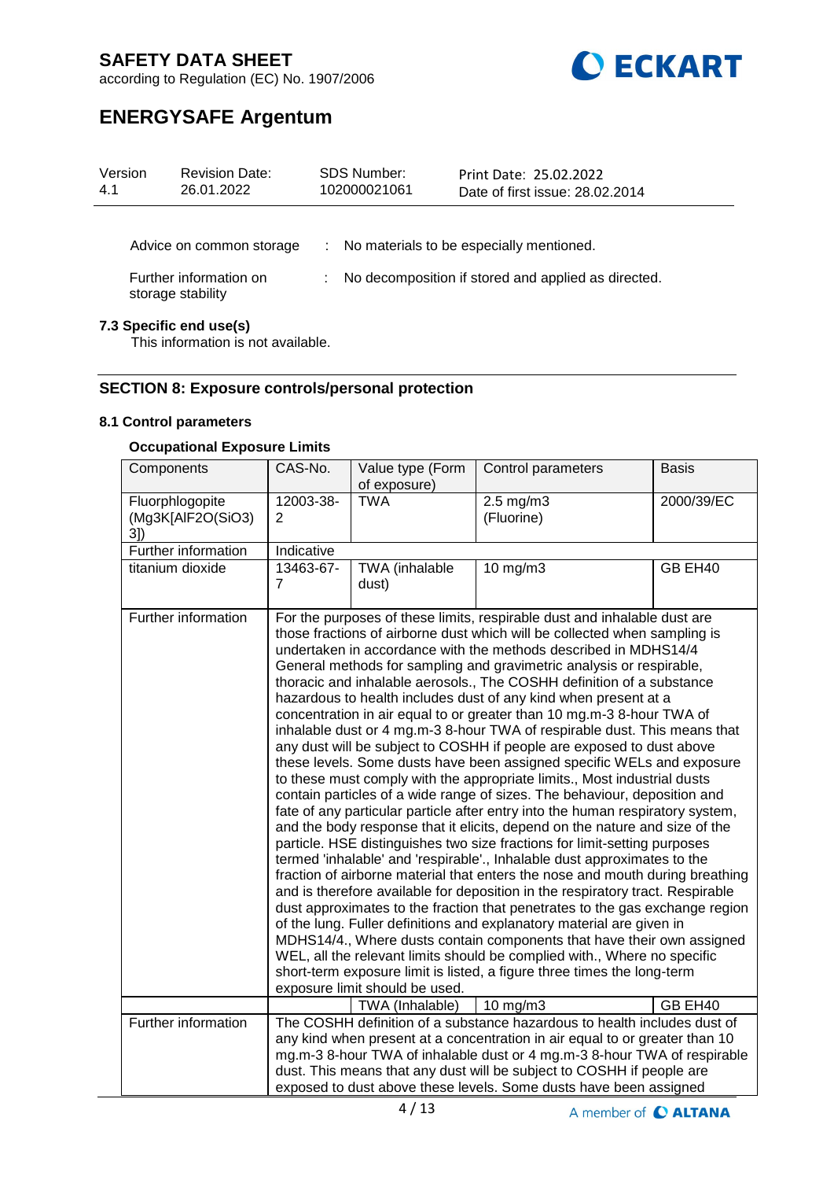| | | |
|---|---|---|
| Advice on common storage | : | No materials to be especially mentioned. |
| Further information on storage stability | : | No decomposition if stored and applied as directed. |

### 7.3 Specific end use(s)

This information is not available.

## SECTION 8: Exposure controls/personal protection

### 8.1 Control parameters

**Occupational Exposure Limits**

| Components | CAS-No. | Value type (Form of exposure) | Control parameters | Basis |
|---|---|---|---|---|
| Fluorphlogopite (Mg3K[AlF2O(SiO3) 3]) | 12003-38-2 | TWA | 2.5 mg/m3 (Fluorine) | 2000/39/EC |
| Further information | Indicative | | | |
| titanium dioxide | 13463-67-7 | TWA (inhalable dust) | 10 mg/m3 | GB EH40 |
| Further information | For the purposes of these limits, respirable dust and inhalable dust are those fractions of airborne dust which will be collected when sampling is undertaken in accordance with the methods described in MDHS14/4 General methods for sampling and gravimetric analysis or respirable, thoracic and inhalable aerosols., The COSHH definition of a substance hazardous to health includes dust of any kind when present at a concentration in air equal to or greater than 10 mg.m-3 8-hour TWA of inhalable dust or 4 mg.m-3 8-hour TWA of respirable dust. This means that any dust will be subject to COSHH if people are exposed to dust above these levels. Some dusts have been assigned specific WELs and exposure to these must comply with the appropriate limits., Most industrial dusts contain particles of a wide range of sizes. The behaviour, deposition and fate of any particular particle after entry into the human respiratory system, and the body response that it elicits, depend on the nature and size of the particle. HSE distinguishes two size fractions for limit-setting purposes termed 'inhalable' and 'respirable'., Inhalable dust approximates to the fraction of airborne material that enters the nose and mouth during breathing and is therefore available for deposition in the respiratory tract. Respirable dust approximates to the fraction that penetrates to the gas exchange region of the lung. Fuller definitions and explanatory material are given in MDHS14/4., Where dusts contain components that have their own assigned WEL, all the relevant limits should be complied with., Where no specific short-term exposure limit is listed, a figure three times the long-term exposure limit should be used. | | | |
| | | TWA (Inhalable) | 10 mg/m3 | GB EH40 |
| Further information | The COSHH definition of a substance hazardous to health includes dust of any kind when present at a concentration in air equal to or greater than 10 mg.m-3 8-hour TWA of inhalable dust or 4 mg.m-3 8-hour TWA of respirable dust. This means that any dust will be subject to COSHH if people are exposed to dust above these levels. Some dusts have been assigned | | | |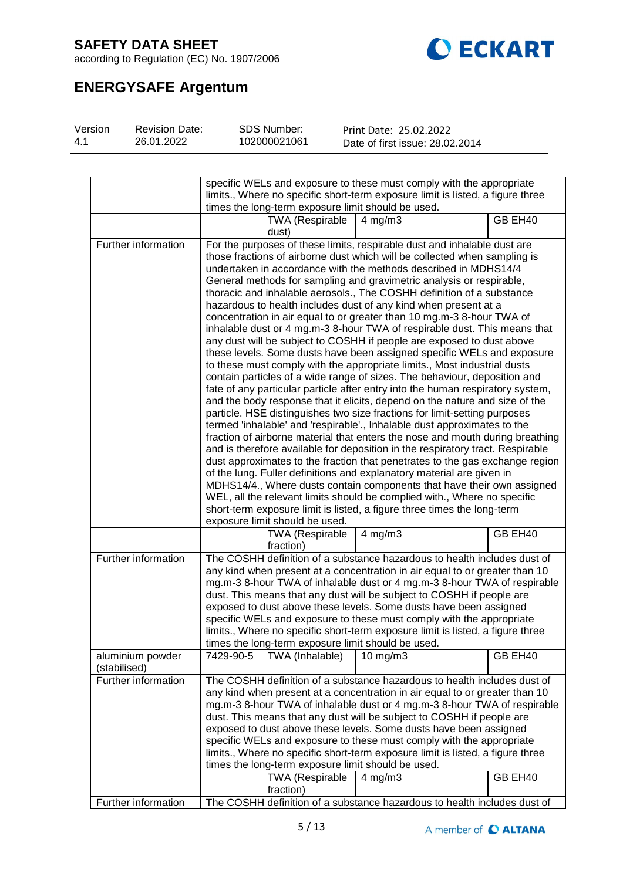# SAFETY DATA SHEET

according to Regulation (EC) No. 1907/2006

# ENERGYSAFE Argentum

| Version | Revision Date: | SDS Number: | Print Date: 25.02.2022 |
|---|---|---|---|
| 4.1 | 26.01.2022 | 102000021061 | Date of first issue: 28.02.2014 |

| | | | | |
|---|---|---|---|---|
| | specific WELs and exposure to these must comply with the appropriate limits., Where no specific short-term exposure limit is listed, a figure three times the long-term exposure limit should be used. | | | |
| | | TWA (Respirable dust) | 4 mg/m3 | GB EH40 |
| Further information | For the purposes of these limits, respirable dust and inhalable dust are those fractions of airborne dust which will be collected when sampling is undertaken in accordance with the methods described in MDHS14/4 General methods for sampling and gravimetric analysis or respirable, thoracic and inhalable aerosols., The COSHH definition of a substance hazardous to health includes dust of any kind when present at a concentration in air equal to or greater than 10 mg.m-3 8-hour TWA of inhalable dust or 4 mg.m-3 8-hour TWA of respirable dust. This means that any dust will be subject to COSHH if people are exposed to dust above these levels. Some dusts have been assigned specific WELs and exposure to these must comply with the appropriate limits., Most industrial dusts contain particles of a wide range of sizes. The behaviour, deposition and fate of any particular particle after entry into the human respiratory system, and the body response that it elicits, depend on the nature and size of the particle. HSE distinguishes two size fractions for limit-setting purposes termed 'inhalable' and 'respirable'., Inhalable dust approximates to the fraction of airborne material that enters the nose and mouth during breathing and is therefore available for deposition in the respiratory tract. Respirable dust approximates to the fraction that penetrates to the gas exchange region of the lung. Fuller definitions and explanatory material are given in MDHS14/4., Where dusts contain components that have their own assigned WEL, all the relevant limits should be complied with., Where no specific short-term exposure limit is listed, a figure three times the long-term exposure limit should be used. | | | |
| | | TWA (Respirable fraction) | 4 mg/m3 | GB EH40 |
| Further information | The COSHH definition of a substance hazardous to health includes dust of any kind when present at a concentration in air equal to or greater than 10 mg.m-3 8-hour TWA of inhalable dust or 4 mg.m-3 8-hour TWA of respirable dust. This means that any dust will be subject to COSHH if people are exposed to dust above these levels. Some dusts have been assigned specific WELs and exposure to these must comply with the appropriate limits., Where no specific short-term exposure limit is listed, a figure three times the long-term exposure limit should be used. | | | |
| aluminium powder (stabilised) | 7429-90-5 | TWA (Inhalable) | 10 mg/m3 | GB EH40 |
| Further information | The COSHH definition of a substance hazardous to health includes dust of any kind when present at a concentration in air equal to or greater than 10 mg.m-3 8-hour TWA of inhalable dust or 4 mg.m-3 8-hour TWA of respirable dust. This means that any dust will be subject to COSHH if people are exposed to dust above these levels. Some dusts have been assigned specific WELs and exposure to these must comply with the appropriate limits., Where no specific short-term exposure limit is listed, a figure three times the long-term exposure limit should be used. | | | |
| | | TWA (Respirable fraction) | 4 mg/m3 | GB EH40 |
| Further information | The COSHH definition of a substance hazardous to health includes dust of | | | |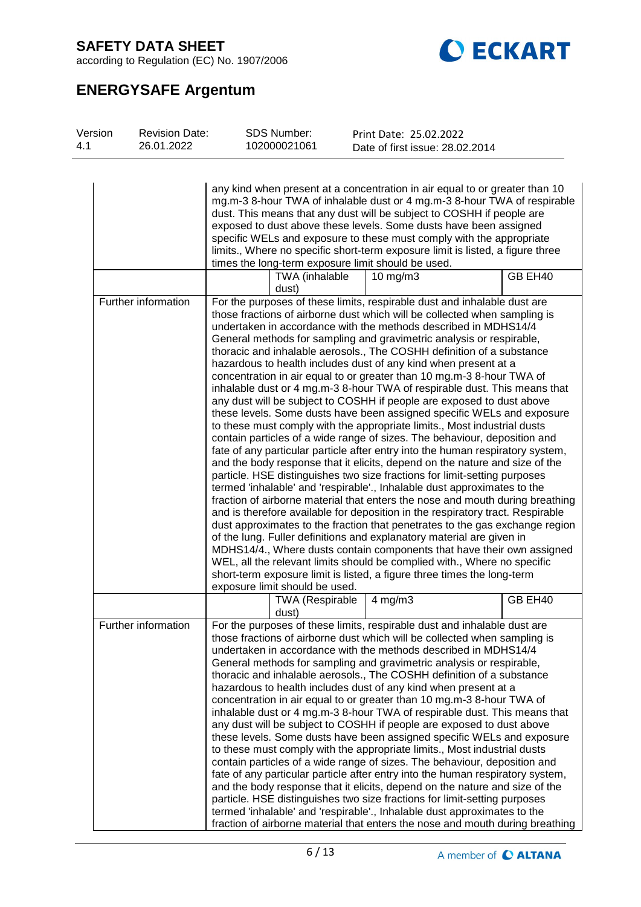| | | | | |
|---|---|---|---|---|
| | any kind when present at a concentration in air equal to or greater than 10 mg.m-3 8-hour TWA of inhalable dust or 4 mg.m-3 8-hour TWA of respirable dust. This means that any dust will be subject to COSHH if people are exposed to dust above these levels. Some dusts have been assigned specific WELs and exposure to these must comply with the appropriate limits., Where no specific short-term exposure limit is listed, a figure three times the long-term exposure limit should be used. | | | |
| | | TWA (inhalable dust) | 10 mg/m3 | GB EH40 |
| Further information | For the purposes of these limits, respirable dust and inhalable dust are those fractions of airborne dust which will be collected when sampling is undertaken in accordance with the methods described in MDHS14/4 General methods for sampling and gravimetric analysis or respirable, thoracic and inhalable aerosols., The COSHH definition of a substance hazardous to health includes dust of any kind when present at a concentration in air equal to or greater than 10 mg.m-3 8-hour TWA of inhalable dust or 4 mg.m-3 8-hour TWA of respirable dust. This means that any dust will be subject to COSHH if people are exposed to dust above these levels. Some dusts have been assigned specific WELs and exposure to these must comply with the appropriate limits., Most industrial dusts contain particles of a wide range of sizes. The behaviour, deposition and fate of any particular particle after entry into the human respiratory system, and the body response that it elicits, depend on the nature and size of the particle. HSE distinguishes two size fractions for limit-setting purposes termed 'inhalable' and 'respirable'., Inhalable dust approximates to the fraction of airborne material that enters the nose and mouth during breathing and is therefore available for deposition in the respiratory tract. Respirable dust approximates to the fraction that penetrates to the gas exchange region of the lung. Fuller definitions and explanatory material are given in MDHS14/4., Where dusts contain components that have their own assigned WEL, all the relevant limits should be complied with., Where no specific short-term exposure limit is listed, a figure three times the long-term exposure limit should be used. | | | |
| | | TWA (Respirable dust) | 4 mg/m3 | GB EH40 |
| Further information | For the purposes of these limits, respirable dust and inhalable dust are those fractions of airborne dust which will be collected when sampling is undertaken in accordance with the methods described in MDHS14/4 General methods for sampling and gravimetric analysis or respirable, thoracic and inhalable aerosols., The COSHH definition of a substance hazardous to health includes dust of any kind when present at a concentration in air equal to or greater than 10 mg.m-3 8-hour TWA of inhalable dust or 4 mg.m-3 8-hour TWA of respirable dust. This means that any dust will be subject to COSHH if people are exposed to dust above these levels. Some dusts have been assigned specific WELs and exposure to these must comply with the appropriate limits., Most industrial dusts contain particles of a wide range of sizes. The behaviour, deposition and fate of any particular particle after entry into the human respiratory system, and the body response that it elicits, depend on the nature and size of the particle. HSE distinguishes two size fractions for limit-setting purposes termed 'inhalable' and 'respirable'., Inhalable dust approximates to the fraction of airborne material that enters the nose and mouth during breathing | | | |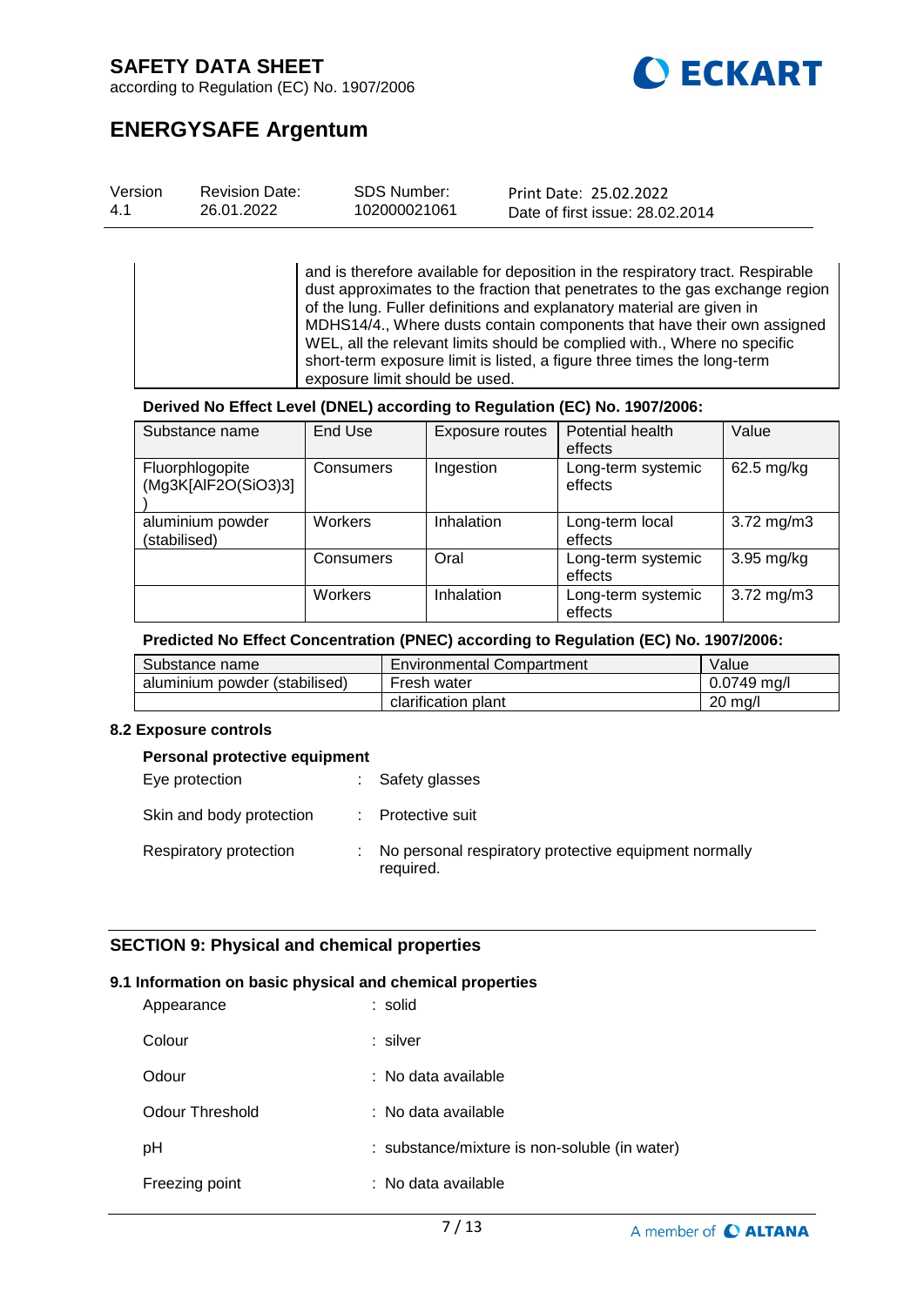| | |
|---|---|
| | and is therefore available for deposition in the respiratory tract. Respirable dust approximates to the fraction that penetrates to the gas exchange region of the lung. Fuller definitions and explanatory material are given in MDHS14/4., Where dusts contain components that have their own assigned WEL, all the relevant limits should be complied with., Where no specific short-term exposure limit is listed, a figure three times the long-term exposure limit should be used. |

**Derived No Effect Level (DNEL) according to Regulation (EC) No. 1907/2006:**

| Substance name | End Use | Exposure routes | Potential health effects | Value |
|---|---|---|---|---|
| Fluorphlogopite (Mg3K[AlF2O(SiO3)3]) | Consumers | Ingestion | Long-term systemic effects | 62.5 mg/kg |
| aluminium powder (stabilised) | Workers | Inhalation | Long-term local effects | 3.72 mg/m3 |
| | Consumers | Oral | Long-term systemic effects | 3.95 mg/kg |
| | Workers | Inhalation | Long-term systemic effects | 3.72 mg/m3 |

**Predicted No Effect Concentration (PNEC) according to Regulation (EC) No. 1907/2006:**

| Substance name | Environmental Compartment | Value |
|---|---|---|
| aluminium powder (stabilised) | Fresh water | 0.0749 mg/l |
| | clarification plant | 20 mg/l |

### 8.2 Exposure controls

**Personal protective equipment**

Eye protection : Safety glasses

Skin and body protection : Protective suit

Respiratory protection : No personal respiratory protective equipment normally required.

## SECTION 9: Physical and chemical properties

### 9.1 Information on basic physical and chemical properties

Appearance : solid

Colour : silver

Odour : No data available

Odour Threshold : No data available

pH : substance/mixture is non-soluble (in water)

Freezing point : No data available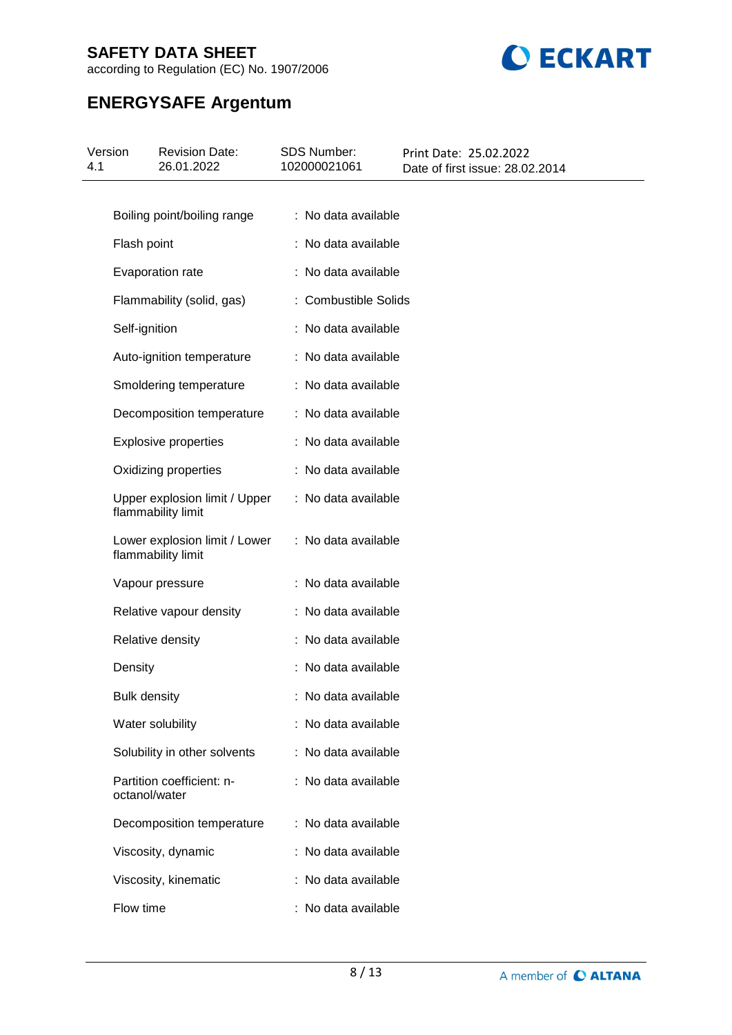| | |
|---|---|
| Boiling point/boiling range | : No data available |
| Flash point | : No data available |
| Evaporation rate | : No data available |
| Flammability (solid, gas) | : Combustible Solids |
| Self-ignition | : No data available |
| Auto-ignition temperature | : No data available |
| Smoldering temperature | : No data available |
| Decomposition temperature | : No data available |
| Explosive properties | : No data available |
| Oxidizing properties | : No data available |
| Upper explosion limit / Upper flammability limit | : No data available |
| Lower explosion limit / Lower flammability limit | : No data available |
| Vapour pressure | : No data available |
| Relative vapour density | : No data available |
| Relative density | : No data available |
| Density | : No data available |
| Bulk density | : No data available |
| Water solubility | : No data available |
| Solubility in other solvents | : No data available |
| Partition coefficient: n-octanol/water | : No data available |
| Decomposition temperature | : No data available |
| Viscosity, dynamic | : No data available |
| Viscosity, kinematic | : No data available |
| Flow time | : No data available |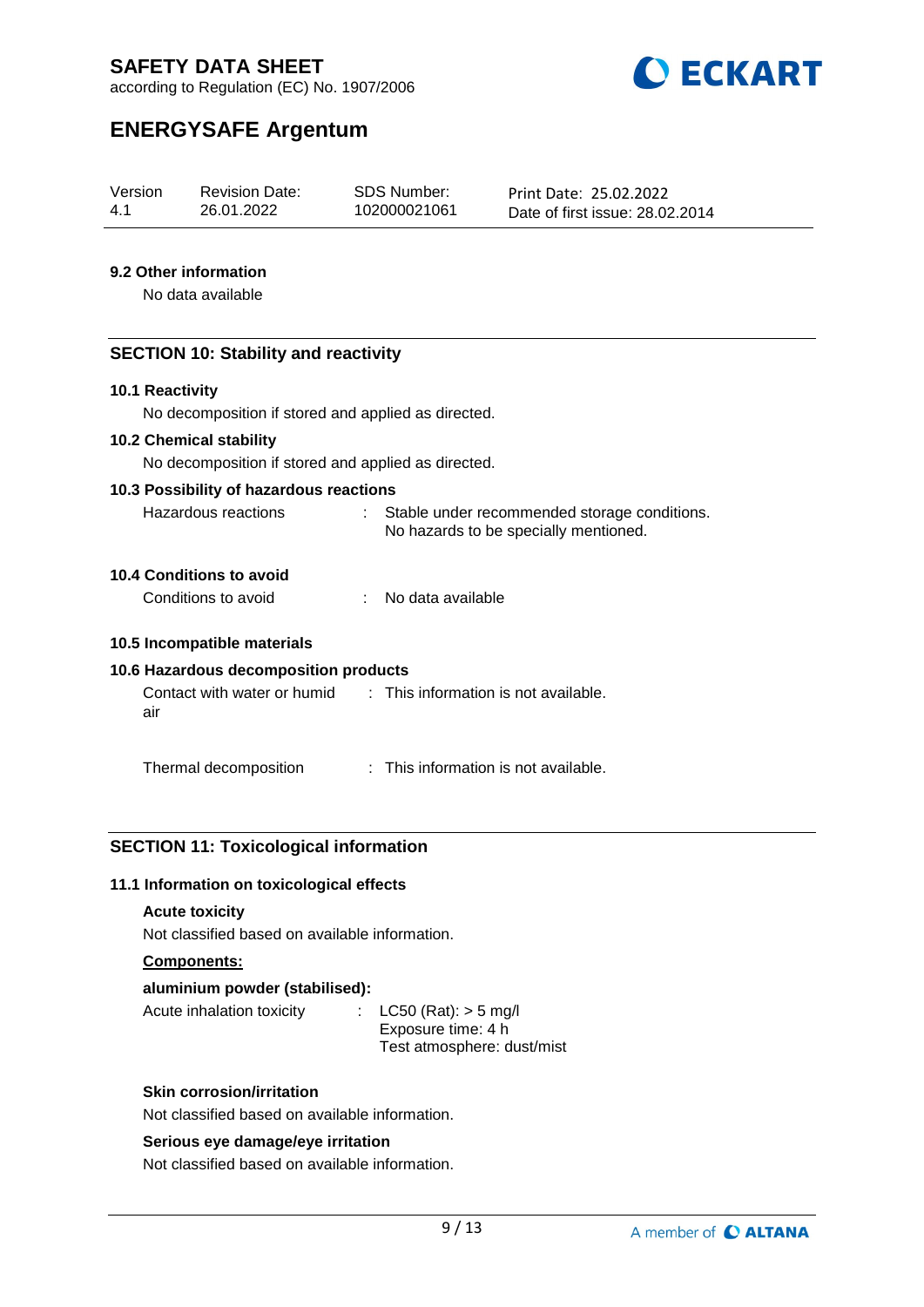### 9.2 Other information

No data available

## SECTION 10: Stability and reactivity

### 10.1 Reactivity

No decomposition if stored and applied as directed.

### 10.2 Chemical stability

No decomposition if stored and applied as directed.

### 10.3 Possibility of hazardous reactions

Hazardous reactions : Stable under recommended storage conditions. No hazards to be specially mentioned.

### 10.4 Conditions to avoid

Conditions to avoid : No data available

### 10.5 Incompatible materials

### 10.6 Hazardous decomposition products

Contact with water or humid air : This information is not available.

Thermal decomposition : This information is not available.

## SECTION 11: Toxicological information

### 11.1 Information on toxicological effects

**Acute toxicity**

Not classified based on available information.

**Components:**

**aluminium powder (stabilised):**

Acute inhalation toxicity : LC50 (Rat): > 5 mg/l
Exposure time: 4 h
Test atmosphere: dust/mist

**Skin corrosion/irritation**

Not classified based on available information.

**Serious eye damage/eye irritation**

Not classified based on available information.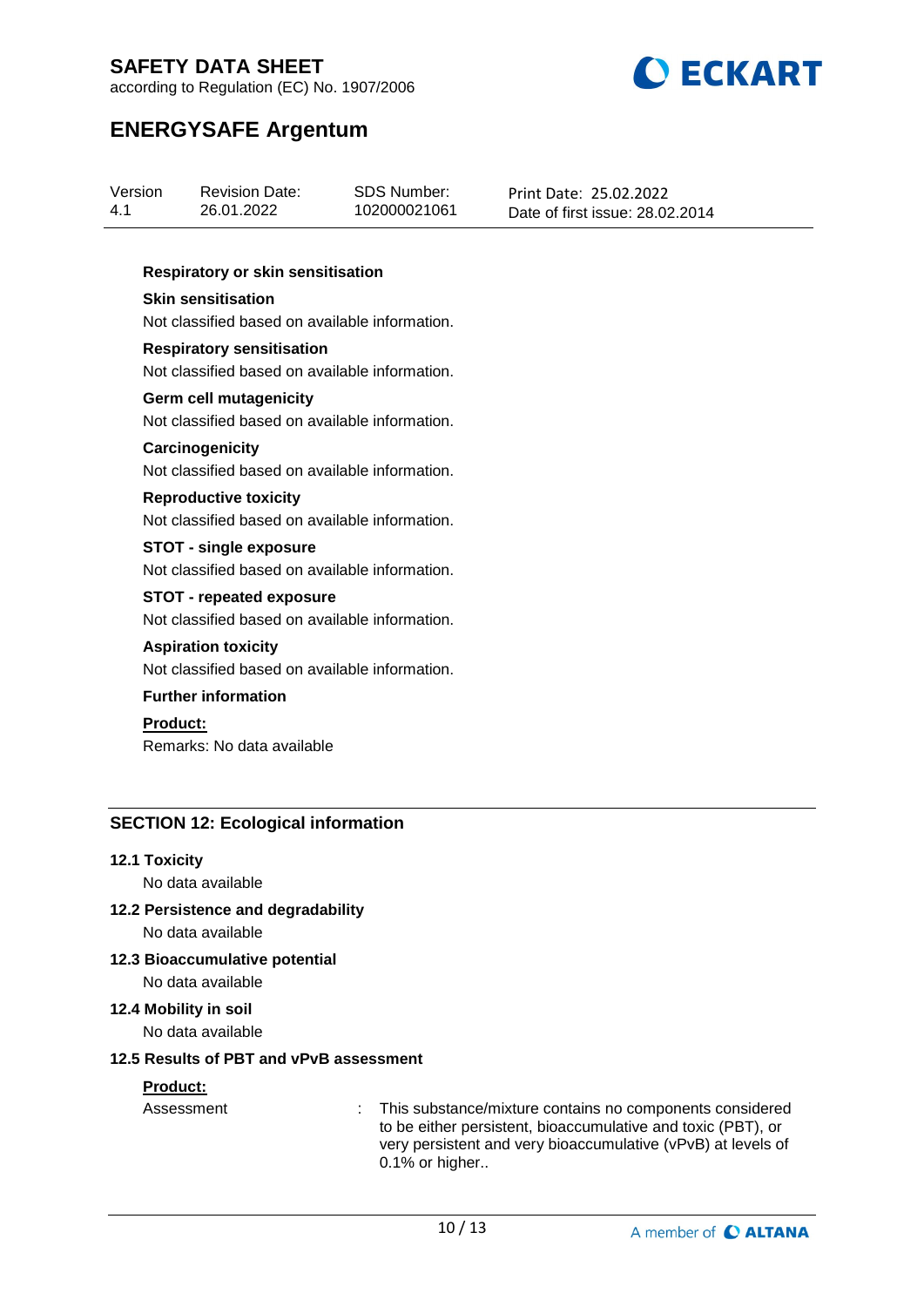**Respiratory or skin sensitisation**

**Skin sensitisation**

Not classified based on available information.

**Respiratory sensitisation**

Not classified based on available information.

**Germ cell mutagenicity**

Not classified based on available information.

**Carcinogenicity**

Not classified based on available information.

**Reproductive toxicity**

Not classified based on available information.

**STOT - single exposure**

Not classified based on available information.

**STOT - repeated exposure**

Not classified based on available information.

**Aspiration toxicity**

Not classified based on available information.

**Further information**

**Product:**

Remarks: No data available

## SECTION 12: Ecological information

### 12.1 Toxicity

No data available

### 12.2 Persistence and degradability

No data available

### 12.3 Bioaccumulative potential

No data available

### 12.4 Mobility in soil

No data available

### 12.5 Results of PBT and vPvB assessment

**Product:**

Assessment : This substance/mixture contains no components considered to be either persistent, bioaccumulative and toxic (PBT), or very persistent and very bioaccumulative (vPvB) at levels of 0.1% or higher..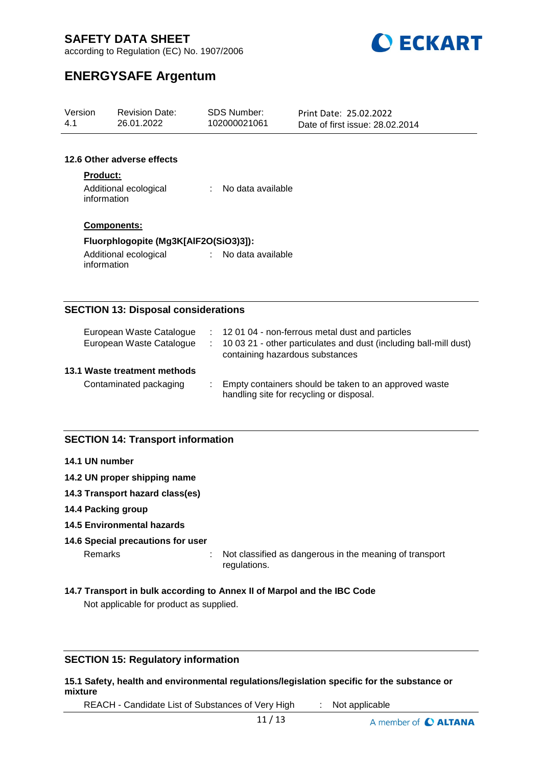#### 12.6 Other adverse effects

**Product:**

Additional ecological information : No data available

**Components:**

**Fluorphlogopite (Mg3K[AlF2O(SiO3)3]):**

Additional ecological information : No data available

## SECTION 13: Disposal considerations

European Waste Catalogue : 12 01 04 - non-ferrous metal dust and particles

European Waste Catalogue : 10 03 21 - other particulates and dust (including ball-mill dust) containing hazardous substances

#### 13.1 Waste treatment methods

Contaminated packaging : Empty containers should be taken to an approved waste handling site for recycling or disposal.

## SECTION 14: Transport information

**14.1 UN number**

**14.2 UN proper shipping name**

**14.3 Transport hazard class(es)**

**14.4 Packing group**

**14.5 Environmental hazards**

**14.6 Special precautions for user**

Remarks : Not classified as dangerous in the meaning of transport regulations.

**14.7 Transport in bulk according to Annex II of Marpol and the IBC Code**

Not applicable for product as supplied.

## SECTION 15: Regulatory information

**15.1 Safety, health and environmental regulations/legislation specific for the substance or mixture**

REACH - Candidate List of Substances of Very High : Not applicable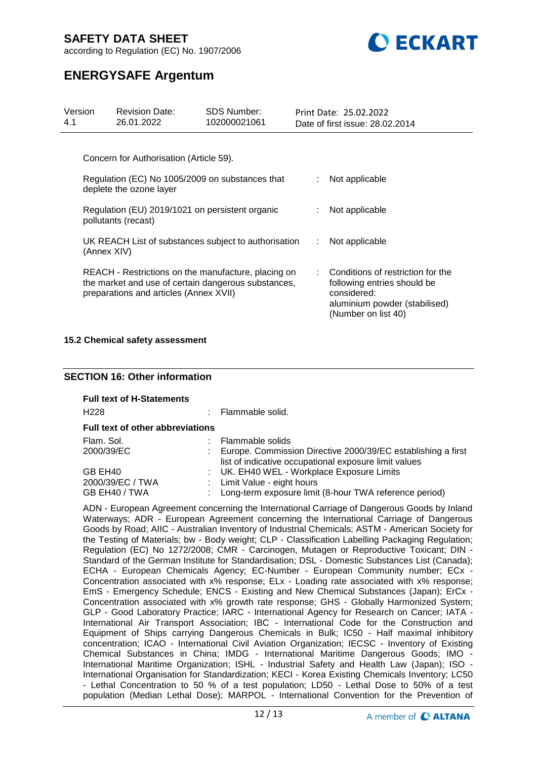Concern for Authorisation (Article 59).

| | | |
|---|---|---|
| Regulation (EC) No 1005/2009 on substances that deplete the ozone layer | : | Not applicable |
| Regulation (EU) 2019/1021 on persistent organic pollutants (recast) | : | Not applicable |
| UK REACH List of substances subject to authorisation (Annex XIV) | : | Not applicable |
| REACH - Restrictions on the manufacture, placing on the market and use of certain dangerous substances, preparations and articles (Annex XVII) | : | Conditions of restriction for the following entries should be considered: aluminium powder (stabilised) (Number on list 40) |

**15.2 Chemical safety assessment**

## SECTION 16: Other information

**Full text of H-Statements**

| | | |
|---|---|---|
| H228 | : | Flammable solid. |

**Full text of other abbreviations**

| | | |
|---|---|---|
| Flam. Sol. | : | Flammable solids |
| 2000/39/EC | : | Europe. Commission Directive 2000/39/EC establishing a first list of indicative occupational exposure limit values |
| GB EH40 | : | UK. EH40 WEL - Workplace Exposure Limits |
| 2000/39/EC / TWA | : | Limit Value - eight hours |
| GB EH40 / TWA | : | Long-term exposure limit (8-hour TWA reference period) |

ADN - European Agreement concerning the International Carriage of Dangerous Goods by Inland Waterways; ADR - European Agreement concerning the International Carriage of Dangerous Goods by Road; AIIC - Australian Inventory of Industrial Chemicals; ASTM - American Society for the Testing of Materials; bw - Body weight; CLP - Classification Labelling Packaging Regulation; Regulation (EC) No 1272/2008; CMR - Carcinogen, Mutagen or Reproductive Toxicant; DIN - Standard of the German Institute for Standardisation; DSL - Domestic Substances List (Canada); ECHA - European Chemicals Agency; EC-Number - European Community number; ECx - Concentration associated with x% response; ELx - Loading rate associated with x% response; EmS - Emergency Schedule; ENCS - Existing and New Chemical Substances (Japan); ErCx - Concentration associated with x% growth rate response; GHS - Globally Harmonized System; GLP - Good Laboratory Practice; IARC - International Agency for Research on Cancer; IATA - International Air Transport Association; IBC - International Code for the Construction and Equipment of Ships carrying Dangerous Chemicals in Bulk; IC50 - Half maximal inhibitory concentration; ICAO - International Civil Aviation Organization; IECSC - Inventory of Existing Chemical Substances in China; IMDG - International Maritime Dangerous Goods; IMO - International Maritime Organization; ISHL - Industrial Safety and Health Law (Japan); ISO - International Organisation for Standardization; KECI - Korea Existing Chemicals Inventory; LC50 - Lethal Concentration to 50 % of a test population; LD50 - Lethal Dose to 50% of a test population (Median Lethal Dose); MARPOL - International Convention for the Prevention of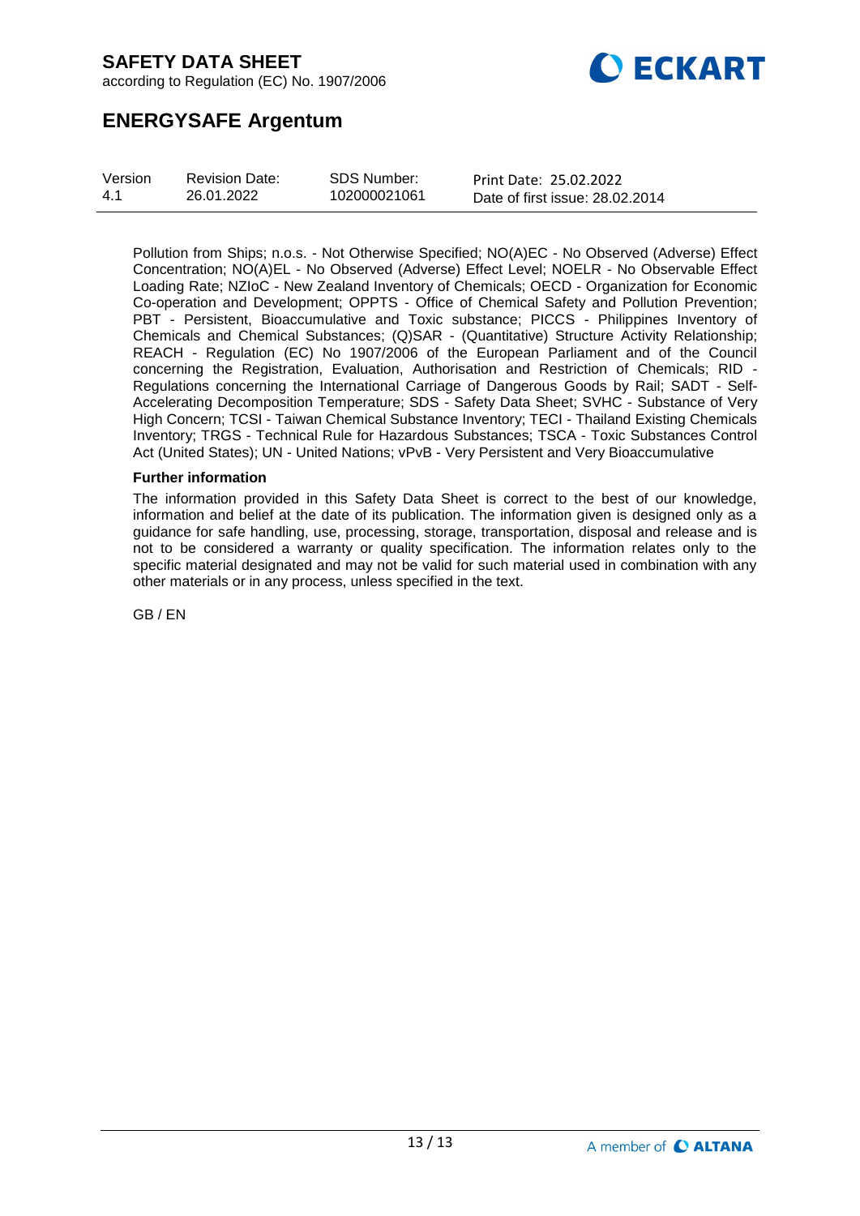Pollution from Ships; n.o.s. - Not Otherwise Specified; NO(A)EC - No Observed (Adverse) Effect Concentration; NO(A)EL - No Observed (Adverse) Effect Level; NOELR - No Observable Effect Loading Rate; NZIoC - New Zealand Inventory of Chemicals; OECD - Organization for Economic Co-operation and Development; OPPTS - Office of Chemical Safety and Pollution Prevention; PBT - Persistent, Bioaccumulative and Toxic substance; PICCS - Philippines Inventory of Chemicals and Chemical Substances; (Q)SAR - (Quantitative) Structure Activity Relationship; REACH - Regulation (EC) No 1907/2006 of the European Parliament and of the Council concerning the Registration, Evaluation, Authorisation and Restriction of Chemicals; RID - Regulations concerning the International Carriage of Dangerous Goods by Rail; SADT - Self-Accelerating Decomposition Temperature; SDS - Safety Data Sheet; SVHC - Substance of Very High Concern; TCSI - Taiwan Chemical Substance Inventory; TECI - Thailand Existing Chemicals Inventory; TRGS - Technical Rule for Hazardous Substances; TSCA - Toxic Substances Control Act (United States); UN - United Nations; vPvB - Very Persistent and Very Bioaccumulative

**Further information**

The information provided in this Safety Data Sheet is correct to the best of our knowledge, information and belief at the date of its publication. The information given is designed only as a guidance for safe handling, use, processing, storage, transportation, disposal and release and is not to be considered a warranty or quality specification. The information relates only to the specific material designated and may not be valid for such material used in combination with any other materials or in any process, unless specified in the text.

GB / EN